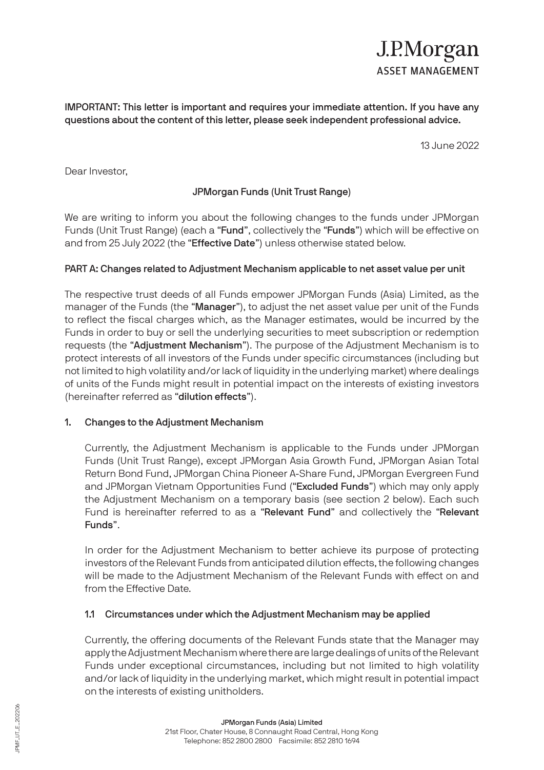**IMPORTANT: This letter is important and requires your immediate attention. If you have any questions about the content of this letter, please seek independent professional advice.**

13 June 2022

Dear Investor,

**JPMorgan Funds (Unit Trust Range)**

We are writing to inform you about the following changes to the funds under JPMorgan Funds (Unit Trust Range) (each a "**Fund**", collectively the "**Funds**") which will be effective on and from 25 July 2022 (the "**Effective Date**") unless otherwise stated below.

## PART A: Changes related to Adjustment Mechanism applicable to net asset value per unit

The respective trust deeds of all Funds empower JPMorgan Funds (Asia) Limited, as the manager of the Funds (the "**Manager**"), to adjust the net asset value per unit of the Funds to reflect the fiscal charges which, as the Manager estimates, would be incurred by the Funds in order to buy or sell the underlying securities to meet subscription or redemption requests (the "**Adjustment Mechanism**"). The purpose of the Adjustment Mechanism is to protect interests of all investors of the Funds under specific circumstances (including but not limited to high volatility and/or lack of liquidity in the underlying market) where dealings of units of the Funds might result in potential impact on the interests of existing investors (hereinafter referred as "**dilution effects**").

### 1. Changes to the Adjustment Mechanism

Currently, the Adjustment Mechanism is applicable to the Funds under JPMorgan Funds (Unit Trust Range), except JPMorgan Asia Growth Fund, JPMorgan Asian Total Return Bond Fund, JPMorgan China Pioneer A-Share Fund, JPMorgan Evergreen Fund and JPMorgan Vietnam Opportunities Fund ("**Excluded Funds**") which may only apply the Adjustment Mechanism on a temporary basis (see section 2 below). Each such Fund is hereinafter referred to as a "**Relevant Fund**" and collectively the "**Relevant Funds**".

In order for the Adjustment Mechanism to better achieve its purpose of protecting investors of the Relevant Funds from anticipated dilution effects, the following changes will be made to the Adjustment Mechanism of the Relevant Funds with effect on and from the Effective Date.

#### 1.1 Circumstances under which the Adjustment Mechanism may be applied

Currently, the offering documents of the Relevant Funds state that the Manager may apply the Adjustment Mechanism where there are large dealings of units of the Relevant Funds under exceptional circumstances, including but not limited to high volatility and/or lack of liquidity in the underlying market, which might result in potential impact on the interests of existing unitholders.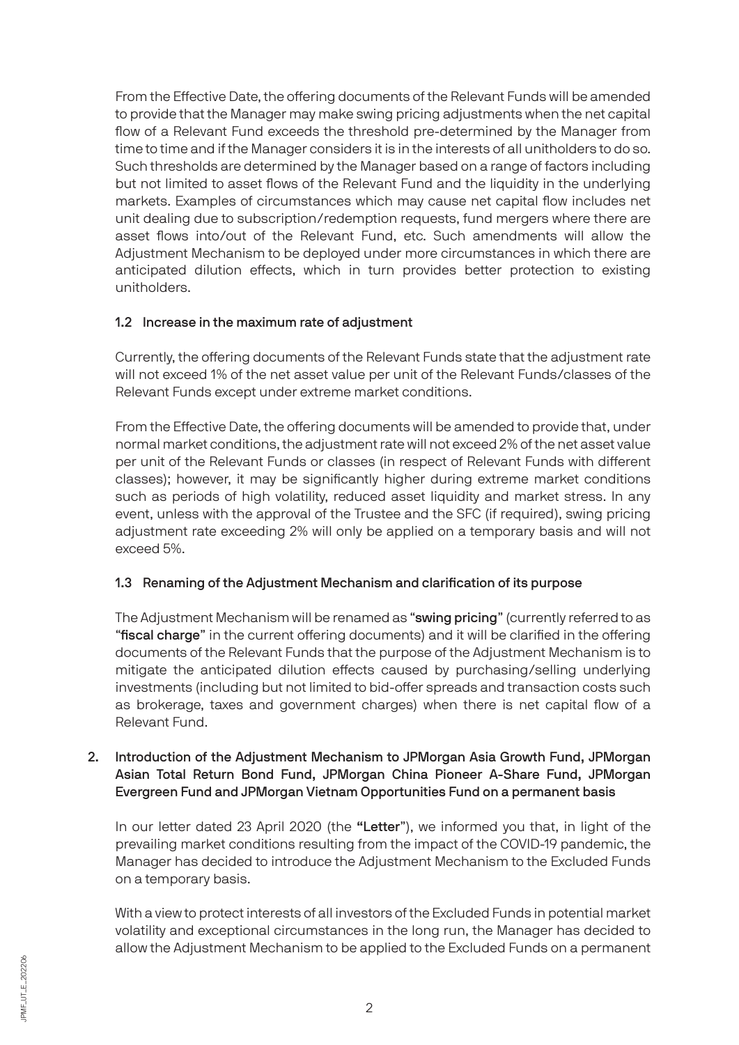From the Effective Date, the offering documents of the Relevant Funds will be amended to provide that the Manager may make swing pricing adjustments when the net capital flow of a Relevant Fund exceeds the threshold pre-determined by the Manager from time to time and if the Manager considers it is in the interests of all unitholders to do so. Such thresholds are determined by the Manager based on a range of factors including but not limited to asset flows of the Relevant Fund and the liquidity in the underlying markets. Examples of circumstances which may cause net capital flow includes net unit dealing due to subscription/redemption requests, fund mergers where there are asset flows into/out of the Relevant Fund, etc. Such amendments will allow the Adjustment Mechanism to be deployed under more circumstances in which there are anticipated dilution effects, which in turn provides better protection to existing unitholders.

### 1.2 Increase in the maximum rate of adjustment

Currently, the offering documents of the Relevant Funds state that the adjustment rate will not exceed 1% of the net asset value per unit of the Relevant Funds/classes of the Relevant Funds except under extreme market conditions.

From the Effective Date, the offering documents will be amended to provide that, under normal market conditions, the adjustment rate will not exceed 2% of the net asset value per unit of the Relevant Funds or classes (in respect of Relevant Funds with different classes); however, it may be significantly higher during extreme market conditions such as periods of high volatility, reduced asset liquidity and market stress. In any event, unless with the approval of the Trustee and the SFC (if required), swing pricing adjustment rate exceeding 2% will only be applied on a temporary basis and will not exceed 5%.

### 1.3 Renaming of the Adjustment Mechanism and clarification of its purpose

The Adjustment Mechanism will be renamed as "**swing pricing**" (currently referred to as "**fiscal charge**" in the current offering documents) and it will be clarified in the offering documents of the Relevant Funds that the purpose of the Adjustment Mechanism is to mitigate the anticipated dilution effects caused by purchasing/selling underlying investments (including but not limited to bid-offer spreads and transaction costs such as brokerage, taxes and government charges) when there is net capital flow of a Relevant Fund.

## 2. Introduction of the Adjustment Mechanism to JPMorgan Asia Growth Fund, JPMorgan Asian Total Return Bond Fund, JPMorgan China Pioneer A-Share Fund, JPMorgan Evergreen Fund and JPMorgan Vietnam Opportunities Fund on a permanent basis

In our letter dated 23 April 2020 (the "**Letter**"), we informed you that, in light of the prevailing market conditions resulting from the impact of the COVID-19 pandemic, the Manager has decided to introduce the Adjustment Mechanism to the Excluded Funds on a temporary basis.

With a view to protect interests of all investors of the Excluded Funds in potential market volatility and exceptional circumstances in the long run, the Manager has decided to allow the Adjustment Mechanism to be applied to the Excluded Funds on a permanent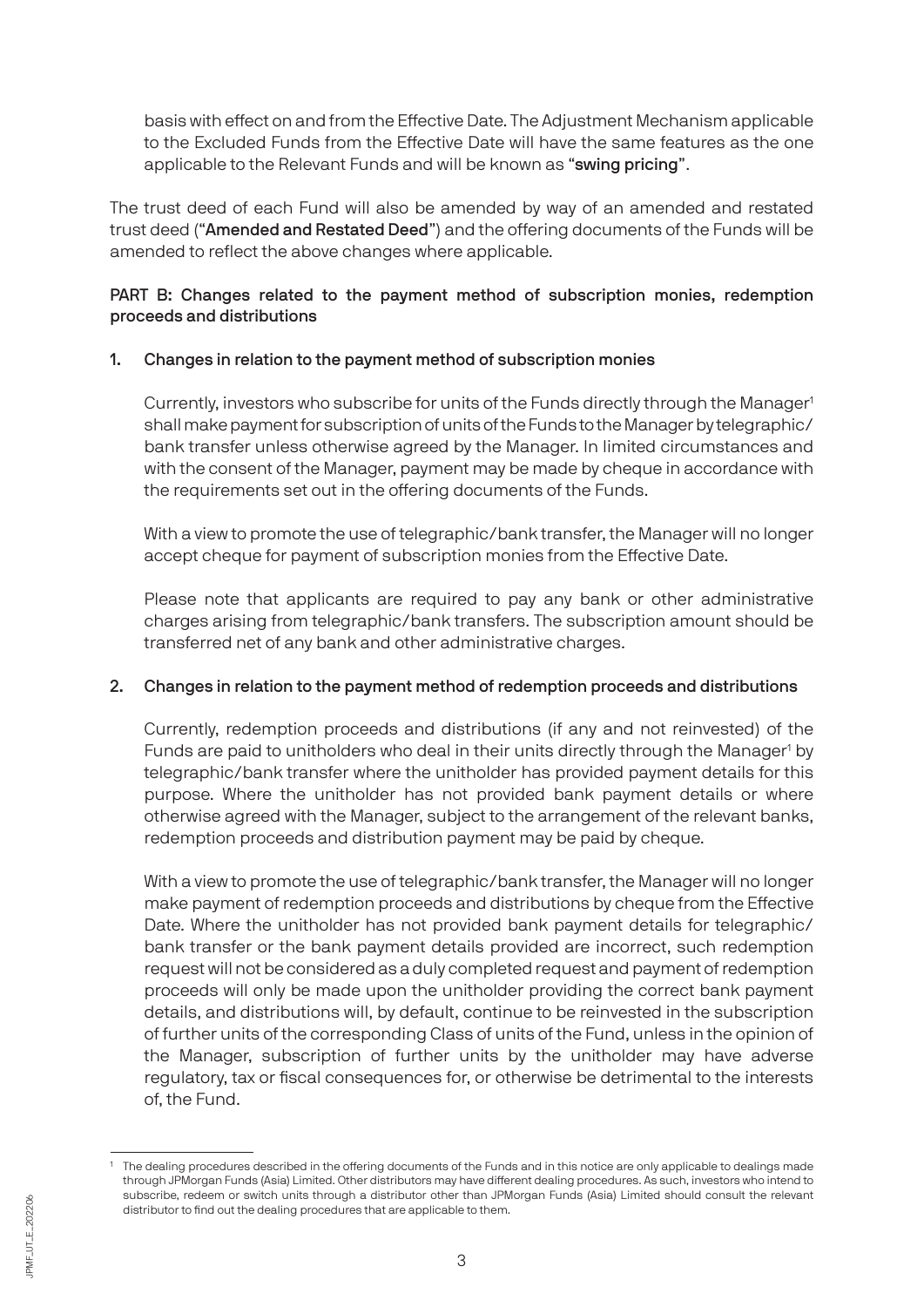basis with effect on and from the Effective Date. The Adjustment Mechanism applicable to the Excluded Funds from the Effective Date will have the same features as the one applicable to the Relevant Funds and will be known as "**swing pricing**".

The trust deed of each Fund will also be amended by way of an amended and restated trust deed ("**Amended and Restated Deed**") and the offering documents of the Funds will be amended to reflect the above changes where applicable.

**PART B: Changes related to the payment method of subscription monies, redemption proceeds and distributions**

**1. Changes in relation to the payment method of subscription monies**

Currently, investors who subscribe for units of the Funds directly through the Manager[1] shall make payment for subscription of units of the Funds to the Manager by telegraphic/bank transfer unless otherwise agreed by the Manager. In limited circumstances and with the consent of the Manager, payment may be made by cheque in accordance with the requirements set out in the offering documents of the Funds.

With a view to promote the use of telegraphic/bank transfer, the Manager will no longer accept cheque for payment of subscription monies from the Effective Date.

Please note that applicants are required to pay any bank or other administrative charges arising from telegraphic/bank transfers. The subscription amount should be transferred net of any bank and other administrative charges.

**2. Changes in relation to the payment method of redemption proceeds and distributions**

Currently, redemption proceeds and distributions (if any and not reinvested) of the Funds are paid to unitholders who deal in their units directly through the Manager[1] by telegraphic/bank transfer where the unitholder has provided payment details for this purpose. Where the unitholder has not provided bank payment details or where otherwise agreed with the Manager, subject to the arrangement of the relevant banks, redemption proceeds and distribution payment may be paid by cheque.

With a view to promote the use of telegraphic/bank transfer, the Manager will no longer make payment of redemption proceeds and distributions by cheque from the Effective Date. Where the unitholder has not provided bank payment details for telegraphic/bank transfer or the bank payment details provided are incorrect, such redemption request will not be considered as a duly completed request and payment of redemption proceeds will only be made upon the unitholder providing the correct bank payment details, and distributions will, by default, continue to be reinvested in the subscription of further units of the corresponding Class of units of the Fund, unless in the opinion of the Manager, subscription of further units by the unitholder may have adverse regulatory, tax or fiscal consequences for, or otherwise be detrimental to the interests of, the Fund.

---

[1] The dealing procedures described in the offering documents of the Funds and in this notice are only applicable to dealings made through JPMorgan Funds (Asia) Limited. Other distributors may have different dealing procedures. As such, investors who intend to subscribe, redeem or switch units through a distributor other than JPMorgan Funds (Asia) Limited should consult the relevant distributor to find out the dealing procedures that are applicable to them.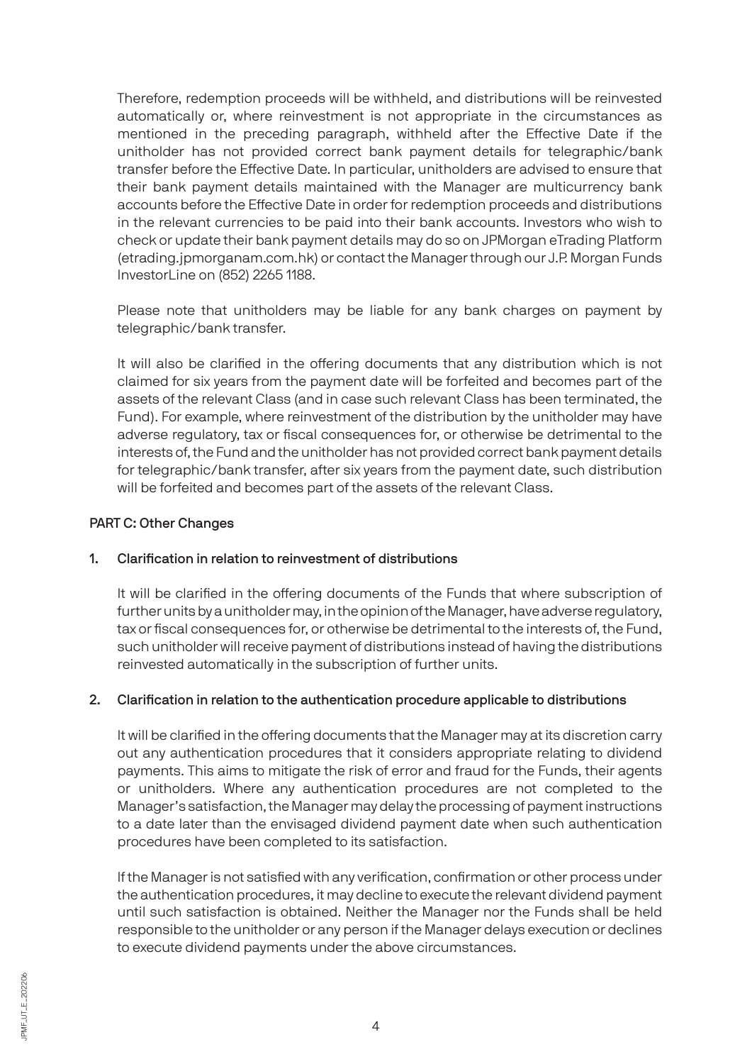Therefore, redemption proceeds will be withheld, and distributions will be reinvested automatically or, where reinvestment is not appropriate in the circumstances as mentioned in the preceding paragraph, withheld after the Effective Date if the unitholder has not provided correct bank payment details for telegraphic/bank transfer before the Effective Date. In particular, unitholders are advised to ensure that their bank payment details maintained with the Manager are multicurrency bank accounts before the Effective Date in order for redemption proceeds and distributions in the relevant currencies to be paid into their bank accounts. Investors who wish to check or update their bank payment details may do so on JPMorgan eTrading Platform (etrading.jpmorganam.com.hk) or contact the Manager through our J.P. Morgan Funds InvestorLine on (852) 2265 1188.

Please note that unitholders may be liable for any bank charges on payment by telegraphic/bank transfer.

It will also be clarified in the offering documents that any distribution which is not claimed for six years from the payment date will be forfeited and becomes part of the assets of the relevant Class (and in case such relevant Class has been terminated, the Fund). For example, where reinvestment of the distribution by the unitholder may have adverse regulatory, tax or fiscal consequences for, or otherwise be detrimental to the interests of, the Fund and the unitholder has not provided correct bank payment details for telegraphic/bank transfer, after six years from the payment date, such distribution will be forfeited and becomes part of the assets of the relevant Class.

## PART C: Other Changes

### 1. Clarification in relation to reinvestment of distributions

It will be clarified in the offering documents of the Funds that where subscription of further units by a unitholder may, in the opinion of the Manager, have adverse regulatory, tax or fiscal consequences for, or otherwise be detrimental to the interests of, the Fund, such unitholder will receive payment of distributions instead of having the distributions reinvested automatically in the subscription of further units.

### 2. Clarification in relation to the authentication procedure applicable to distributions

It will be clarified in the offering documents that the Manager may at its discretion carry out any authentication procedures that it considers appropriate relating to dividend payments. This aims to mitigate the risk of error and fraud for the Funds, their agents or unitholders. Where any authentication procedures are not completed to the Manager's satisfaction, the Manager may delay the processing of payment instructions to a date later than the envisaged dividend payment date when such authentication procedures have been completed to its satisfaction.

If the Manager is not satisfied with any verification, confirmation or other process under the authentication procedures, it may decline to execute the relevant dividend payment until such satisfaction is obtained. Neither the Manager nor the Funds shall be held responsible to the unitholder or any person if the Manager delays execution or declines to execute dividend payments under the above circumstances.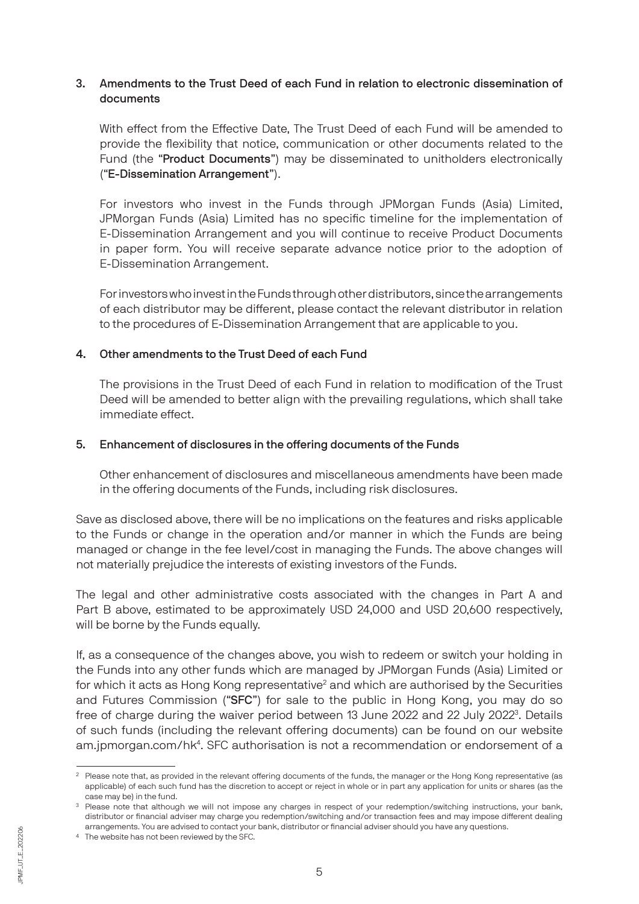### 3. Amendments to the Trust Deed of each Fund in relation to electronic dissemination of documents

With effect from the Effective Date, The Trust Deed of each Fund will be amended to provide the flexibility that notice, communication or other documents related to the Fund (the "**Product Documents**") may be disseminated to unitholders electronically ("**E-Dissemination Arrangement**").

For investors who invest in the Funds through JPMorgan Funds (Asia) Limited, JPMorgan Funds (Asia) Limited has no specific timeline for the implementation of E-Dissemination Arrangement and you will continue to receive Product Documents in paper form. You will receive separate advance notice prior to the adoption of E-Dissemination Arrangement.

For investors who invest in the Funds through other distributors, since the arrangements of each distributor may be different, please contact the relevant distributor in relation to the procedures of E-Dissemination Arrangement that are applicable to you.

### 4. Other amendments to the Trust Deed of each Fund

The provisions in the Trust Deed of each Fund in relation to modification of the Trust Deed will be amended to better align with the prevailing regulations, which shall take immediate effect.

### 5. Enhancement of disclosures in the offering documents of the Funds

Other enhancement of disclosures and miscellaneous amendments have been made in the offering documents of the Funds, including risk disclosures.

Save as disclosed above, there will be no implications on the features and risks applicable to the Funds or change in the operation and/or manner in which the Funds are being managed or change in the fee level/cost in managing the Funds. The above changes will not materially prejudice the interests of existing investors of the Funds.

The legal and other administrative costs associated with the changes in Part A and Part B above, estimated to be approximately USD 24,000 and USD 20,600 respectively, will be borne by the Funds equally.

If, as a consequence of the changes above, you wish to redeem or switch your holding in the Funds into any other funds which are managed by JPMorgan Funds (Asia) Limited or for which it acts as Hong Kong representative[2] and which are authorised by the Securities and Futures Commission ("**SFC**") for sale to the public in Hong Kong, you may do so free of charge during the waiver period between 13 June 2022 and 22 July 2022[3]. Details of such funds (including the relevant offering documents) can be found on our website am.jpmorgan.com/hk[4]. SFC authorisation is not a recommendation or endorsement of a

---

[2] Please note that, as provided in the relevant offering documents of the funds, the manager or the Hong Kong representative (as applicable) of each such fund has the discretion to accept or reject in whole or in part any application for units or shares (as the case may be) in the fund.

[3] Please note that although we will not impose any charges in respect of your redemption/switching instructions, your bank, distributor or financial adviser may charge you redemption/switching and/or transaction fees and may impose different dealing arrangements. You are advised to contact your bank, distributor or financial adviser should you have any questions.

[4] The website has not been reviewed by the SFC.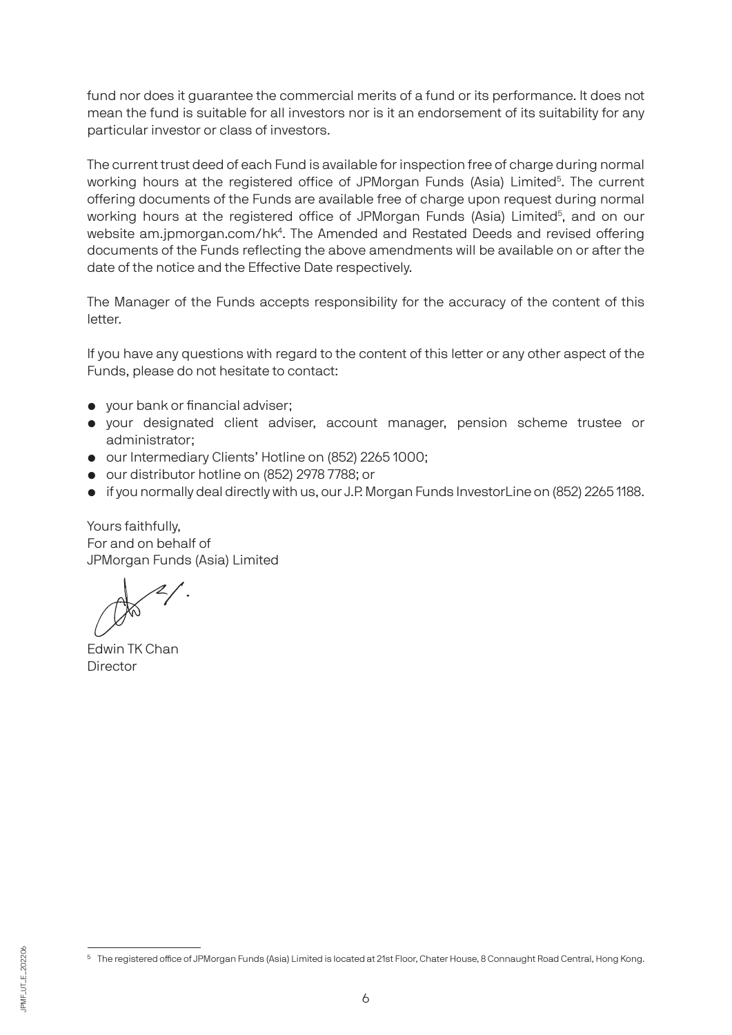fund nor does it guarantee the commercial merits of a fund or its performance. It does not mean the fund is suitable for all investors nor is it an endorsement of its suitability for any particular investor or class of investors.

The current trust deed of each Fund is available for inspection free of charge during normal working hours at the registered office of JPMorgan Funds (Asia) Limited[5]. The current offering documents of the Funds are available free of charge upon request during normal working hours at the registered office of JPMorgan Funds (Asia) Limited[5], and on our website am.jpmorgan.com/hk[4]. The Amended and Restated Deeds and revised offering documents of the Funds reflecting the above amendments will be available on or after the date of the notice and the Effective Date respectively.

The Manager of the Funds accepts responsibility for the accuracy of the content of this letter.

If you have any questions with regard to the content of this letter or any other aspect of the Funds, please do not hesitate to contact:

- your bank or financial adviser;
- your designated client adviser, account manager, pension scheme trustee or administrator;
- our Intermediary Clients' Hotline on (852) 2265 1000;
- our distributor hotline on (852) 2978 7788; or
- if you normally deal directly with us, our J.P. Morgan Funds InvestorLine on (852) 2265 1188.

Yours faithfully,
For and on behalf of
JPMorgan Funds (Asia) Limited

Edwin TK Chan
Director

[5] The registered office of JPMorgan Funds (Asia) Limited is located at 21st Floor, Chater House, 8 Connaught Road Central, Hong Kong.

JPMF_UT_E_202206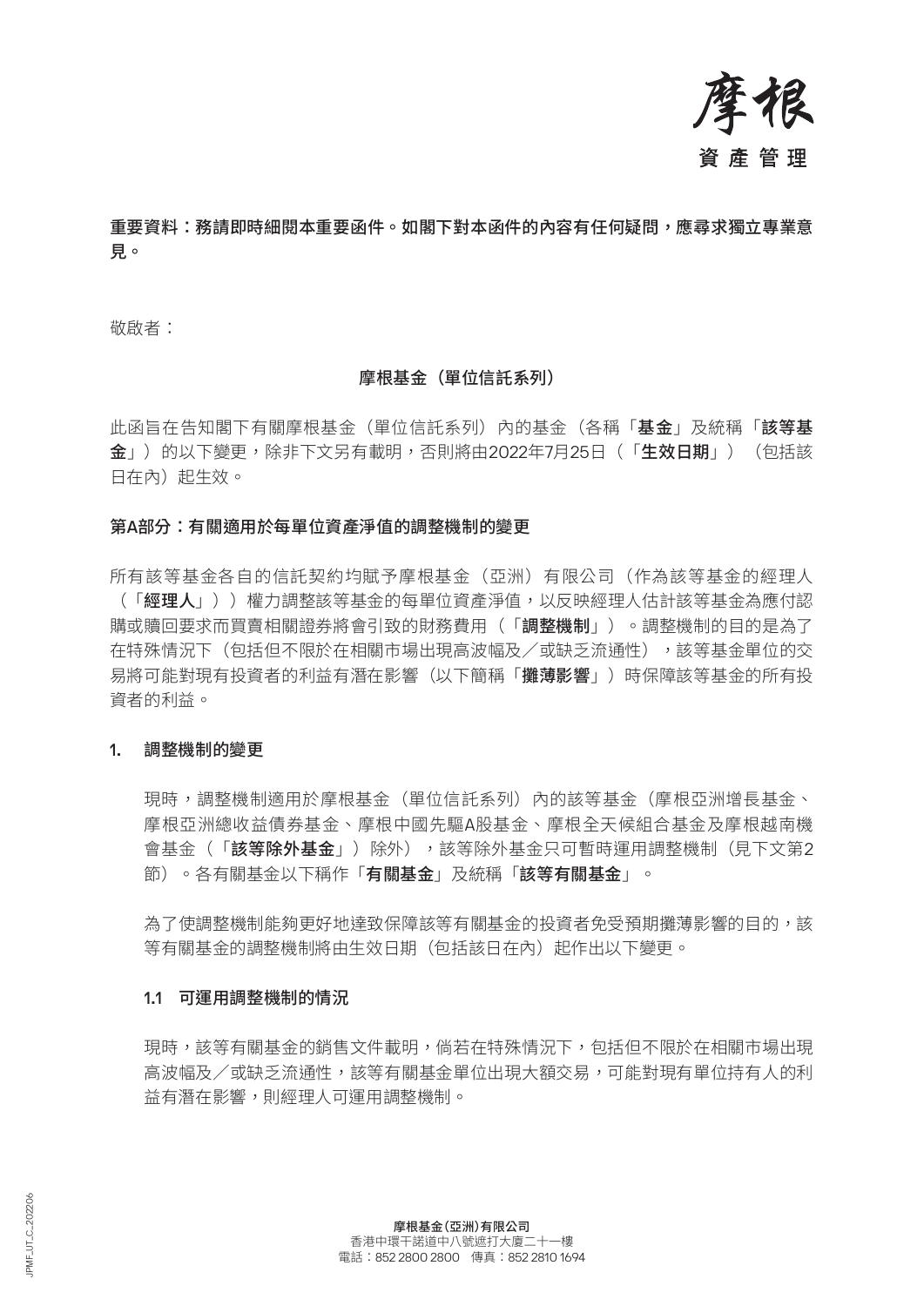摩根

資產管理

**重要資料：務請即時細閱本重要函件。如閣下對本函件的內容有任何疑問，應尋求獨立專業意見。**

敬啟者：

**摩根基金（單位信託系列）**

此函旨在告知閣下有關摩根基金（單位信託系列）內的基金（各稱「**基金**」及統稱「**該等基金**」）的以下變更，除非下文另有載明，否則將由2022年7月25日（「**生效日期**」）（包括該日在內）起生效。

**第A部分：有關適用於每單位資產淨值的調整機制的變更**

所有該等基金各自的信託契約均賦予摩根基金（亞洲）有限公司（作為該等基金的經理人（「**經理人**」））權力調整該等基金的每單位資產淨值，以反映經理人估計該等基金為應付認購或贖回要求而買賣相關證券將會引致的財務費用（「**調整機制**」）。調整機制的目的是為了在特殊情況下（包括但不限於在相關市場出現高波幅及／或缺乏流通性），該等基金單位的交易將可能對現有投資者的利益有潛在影響（以下簡稱「**攤薄影響**」）時保障該等基金的所有投資者的利益。

**1. 調整機制的變更**

現時，調整機制適用於摩根基金（單位信託系列）內的該等基金（摩根亞洲增長基金、摩根亞洲總收益債券基金、摩根中國先驅A股基金、摩根全天候組合基金及摩根越南機會基金（「**該等除外基金**」）除外），該等除外基金只可暫時運用調整機制（見下文第2節）。各有關基金以下稱作「**有關基金**」及統稱「**該等有關基金**」。

為了使調整機制能夠更好地達致保障該等有關基金的投資者免受預期攤薄影響的目的，該等有關基金的調整機制將由生效日期（包括該日在內）起作出以下變更。

**1.1 可運用調整機制的情況**

現時，該等有關基金的銷售文件載明，倘若在特殊情況下，包括但不限於在相關市場出現高波幅及／或缺乏流通性，該等有關基金單位出現大額交易，可能對現有單位持有人的利益有潛在影響，則經理人可運用調整機制。

**摩根基金（亞洲）有限公司**
香港中環干諾道中八號遮打大廈二十一樓
電話：852 2800 2800 傳真：852 2810 1694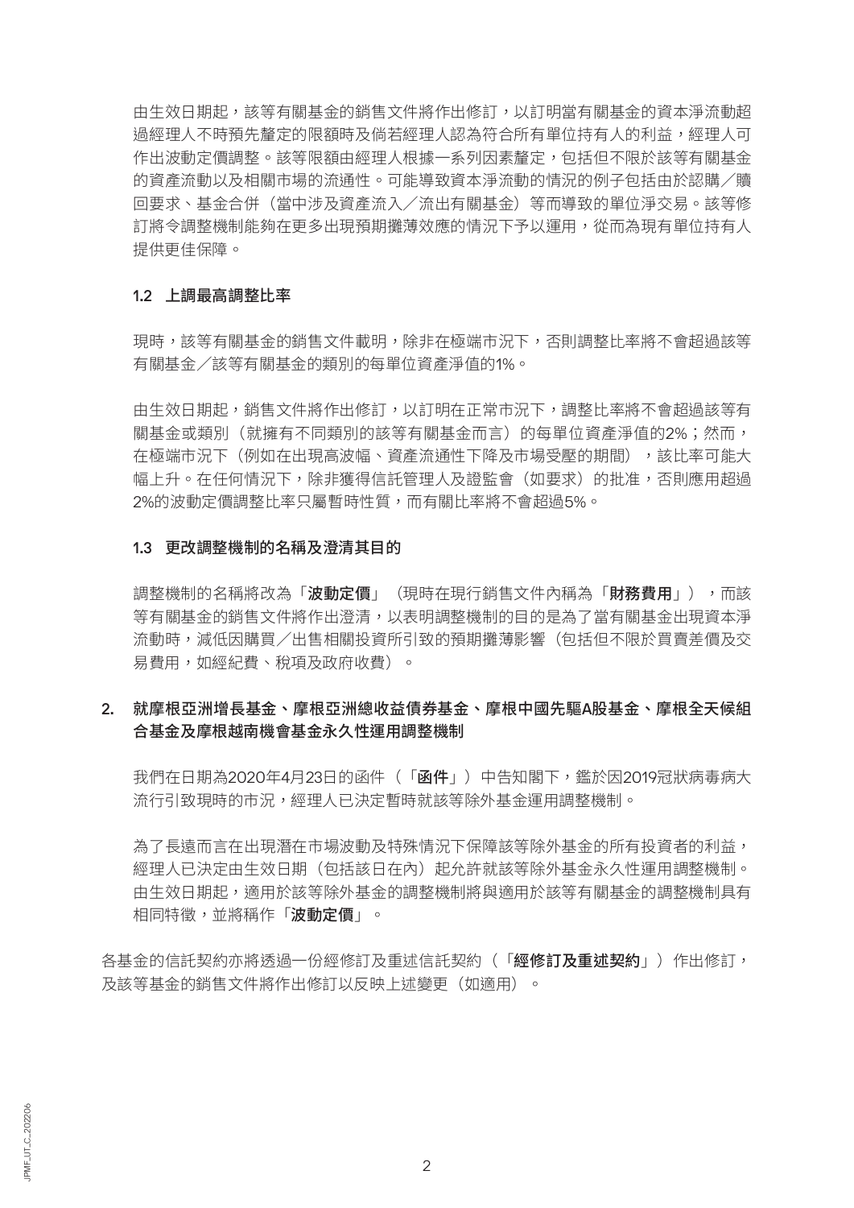由生效日期起，該等有關基金的銷售文件將作出修訂，以訂明當有關基金的資本淨流動超過經理人不時預先釐定的限額時及倘若經理人認為符合所有單位持有人的利益，經理人可作出波動定價調整。該等限額由經理人根據一系列因素釐定，包括但不限於該等有關基金的資產流動以及相關市場的流通性。可能導致資本淨流動的情況的例子包括由於認購／贖回要求、基金合併（當中涉及資產流入／流出有關基金）等而導致的單位淨交易。該等修訂將令調整機制能夠在更多出現預期攤薄效應的情況下予以運用，從而為現有單位持有人提供更佳保障。

### 1.2 上調最高調整比率

現時，該等有關基金的銷售文件載明，除非在極端市況下，否則調整比率將不會超過該等有關基金／該等有關基金的類別的每單位資產淨值的1%。

由生效日期起，銷售文件將作出修訂，以訂明在正常市況下，調整比率將不會超過該等有關基金或類別（就擁有不同類別的該等有關基金而言）的每單位資產淨值的2%；然而，在極端市況下（例如在出現高波幅、資產流通性下降及市場受壓的期間），該比率可能大幅上升。在任何情況下，除非獲得信託管理人及證監會（如要求）的批准，否則應用超過2%的波動定價調整比率只屬暫時性質，而有關比率將不會超過5%。

### 1.3 更改調整機制的名稱及澄清其目的

調整機制的名稱將改為「**波動定價**」（現時在現行銷售文件內稱為「**財務費用**」），而該等有關基金的銷售文件將作出澄清，以表明調整機制的目的是為了當有關基金出現資本淨流動時，減低因購買／出售相關投資所引致的預期攤薄影響（包括但不限於買賣差價及交易費用，如經紀費、稅項及政府收費）。

## 2. 就摩根亞洲增長基金、摩根亞洲總收益債券基金、摩根中國先驅A股基金、摩根全天候組合基金及摩根越南機會基金永久性運用調整機制

我們在日期為2020年4月23日的函件（「**函件**」）中告知閣下，鑑於因2019冠狀病毒病大流行引致現時的市況，經理人已決定暫時就該等除外基金運用調整機制。

為了長遠而言在出現潛在市場波動及特殊情況下保障該等除外基金的所有投資者的利益，經理人已決定由生效日期（包括該日在內）起允許就該等除外基金永久性運用調整機制。由生效日期起，適用於該等除外基金的調整機制將與適用於該等有關基金的調整機制具有相同特徵，並將稱作「**波動定價**」。

各基金的信託契約亦將透過一份經修訂及重述信託契約（「**經修訂及重述契約**」）作出修訂，及該等基金的銷售文件將作出修訂以反映上述變更（如適用）。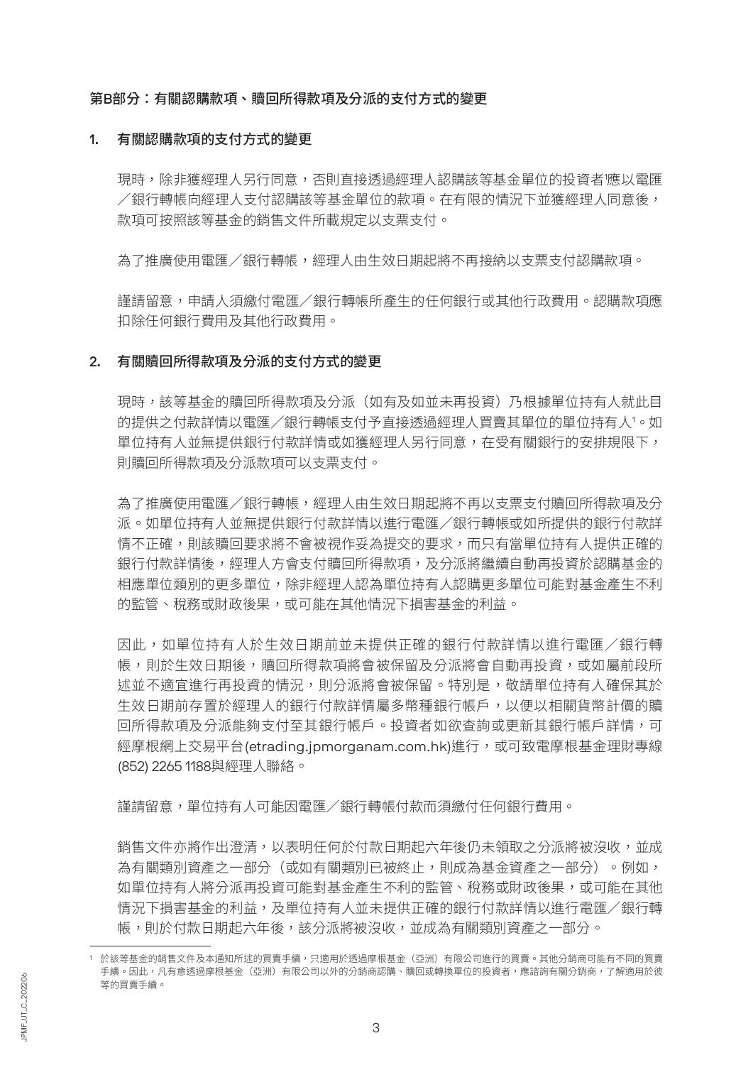## 第B部分：有關認購款項、贖回所得款項及分派的支付方式的變更

### 1. 有關認購款項的支付方式的變更

現時，除非獲經理人另行同意，否則直接透過經理人認購該等基金單位的投資者[1]應以電匯／銀行轉帳向經理人支付認購該等基金單位的款項。在有限的情況下並獲經理人同意後，款項可按照該等基金的銷售文件所載規定以支票支付。

為了推廣使用電匯／銀行轉帳，經理人由生效日期起將不再接納以支票支付認購款項。

謹請留意，申請人須繳付電匯／銀行轉帳所產生的任何銀行或其他行政費用。認購款項應扣除任何銀行費用及其他行政費用。

### 2. 有關贖回所得款項及分派的支付方式的變更

現時，該等基金的贖回所得款項及分派（如有及如並未再投資）乃根據單位持有人就此目的提供之付款詳情以電匯／銀行轉帳支付予直接透過經理人買賣其單位的單位持有人[1]。如單位持有人並無提供銀行付款詳情或如獲經理人另行同意，在受有關銀行的安排規限下，則贖回所得款項及分派款項可以支票支付。

為了推廣使用電匯／銀行轉帳，經理人由生效日期起將不再以支票支付贖回所得款項及分派。如單位持有人並無提供銀行付款詳情以進行電匯／銀行轉帳或如所提供的銀行付款詳情不正確，則該贖回要求將不會被視作妥為提交的要求，而只有當單位持有人提供正確的銀行付款詳情後，經理人方會支付贖回所得款項，及分派將繼續自動再投資於認購基金的相應單位類別的更多單位，除非經理人認為單位持有人認購更多單位可能對基金產生不利的監管、稅務或財政後果，或可能在其他情況下損害基金的利益。

因此，如單位持有人於生效日期前並未提供正確的銀行付款詳情以進行電匯／銀行轉帳，則於生效日期後，贖回所得款項將會被保留及分派將會自動再投資，或如屬前段所述並不適宜進行再投資的情況，則分派將會被保留。特別是，敬請單位持有人確保其於生效日期前存置於經理人的銀行付款詳情屬多幣種銀行帳戶，以便以相關貨幣計價的贖回所得款項及分派能夠支付至其銀行帳戶。投資者如欲查詢或更新其銀行帳戶詳情，可經摩根網上交易平台(etrading.jpmorganam.com.hk)進行，或可致電摩根基金理財專線(852) 2265 1188與經理人聯絡。

謹請留意，單位持有人可能因電匯／銀行轉帳付款而須繳付任何銀行費用。

銷售文件亦將作出澄清，以表明任何於付款日期起六年後仍未領取之分派將被沒收，並成為有關類別資產之一部分（或如有關類別已被終止，則成為基金資產之一部分）。例如，如單位持有人將分派再投資可能對基金產生不利的監管、稅務或財政後果，或可能在其他情況下損害基金的利益，及單位持有人並未提供正確的銀行付款詳情以進行電匯／銀行轉帳，則於付款日期起六年後，該分派將被沒收，並成為有關類別資產之一部分。

---

[1] 於該等基金的銷售文件及本通知所述的買賣手續，只適用於透過摩根基金（亞洲）有限公司進行的買賣。其他分銷商可能有不同的買賣手續。因此，凡有意透過摩根基金（亞洲）有限公司以外的分銷商認購、贖回或轉換單位的投資者，應諮詢有關分銷商，了解適用於彼等的買賣手續。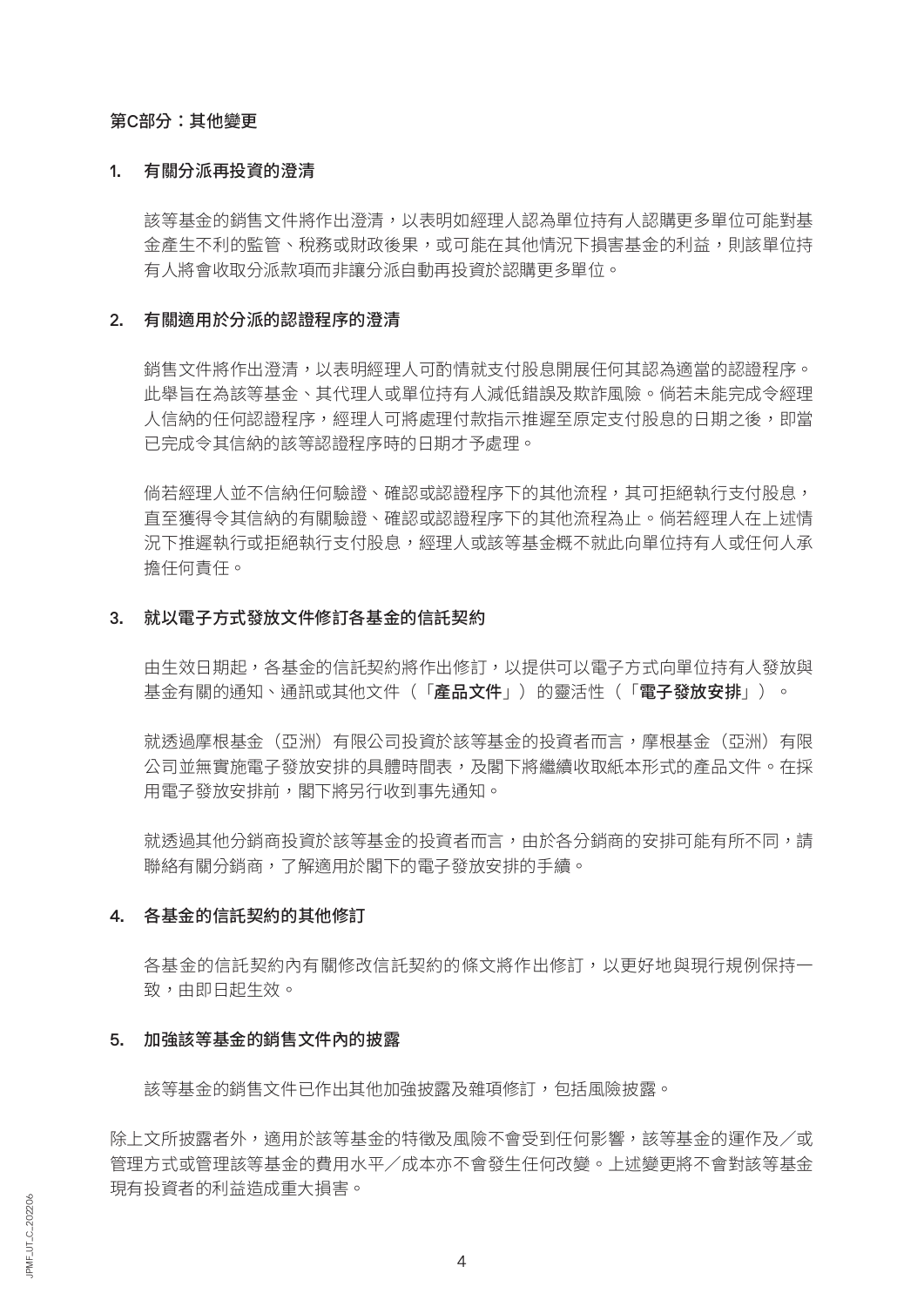## 第C部分：其他變更

### 1. 有關分派再投資的澄清

該等基金的銷售文件將作出澄清，以表明如經理人認為單位持有人認購更多單位可能對基金產生不利的監管、稅務或財政後果，或可能在其他情況下損害基金的利益，則該單位持有人將會收取分派款項而非讓分派自動再投資於認購更多單位。

### 2. 有關適用於分派的認證程序的澄清

銷售文件將作出澄清，以表明經理人可酌情就支付股息開展任何其認為適當的認證程序。此舉旨在為該等基金、其代理人或單位持有人減低錯誤及欺詐風險。倘若未能完成令經理人信納的任何認證程序，經理人可將處理付款指示推遲至原定支付股息的日期之後，即當已完成令其信納的該等認證程序時的日期才予處理。

倘若經理人並不信納任何驗證、確認或認證程序下的其他流程，其可拒絕執行支付股息，直至獲得令其信納的有關驗證、確認或認證程序下的其他流程為止。倘若經理人在上述情況下推遲執行或拒絕執行支付股息，經理人或該等基金概不就此向單位持有人或任何人承擔任何責任。

### 3. 就以電子方式發放文件修訂各基金的信託契約

由生效日期起，各基金的信託契約將作出修訂，以提供可以電子方式向單位持有人發放與基金有關的通知、通訊或其他文件（「**產品文件**」）的靈活性（「**電子發放安排**」）。

就透過摩根基金（亞洲）有限公司投資於該等基金的投資者而言，摩根基金（亞洲）有限公司並無實施電子發放安排的具體時間表，及閣下將繼續收取紙本形式的產品文件。在採用電子發放安排前，閣下將另行收到事先通知。

就透過其他分銷商投資於該等基金的投資者而言，由於各分銷商的安排可能有所不同，請聯絡有關分銷商，了解適用於閣下的電子發放安排的手續。

### 4. 各基金的信託契約的其他修訂

各基金的信託契約內有關修改信託契約的條文將作出修訂，以更好地與現行規例保持一致，由即日起生效。

### 5. 加強該等基金的銷售文件內的披露

該等基金的銷售文件已作出其他加強披露及雜項修訂，包括風險披露。

除上文所披露者外，適用於該等基金的特徵及風險不會受到任何影響，該等基金的運作及／或管理方式或管理該等基金的費用水平／成本亦不會發生任何改變。上述變更將不會對該等基金現有投資者的利益造成重大損害。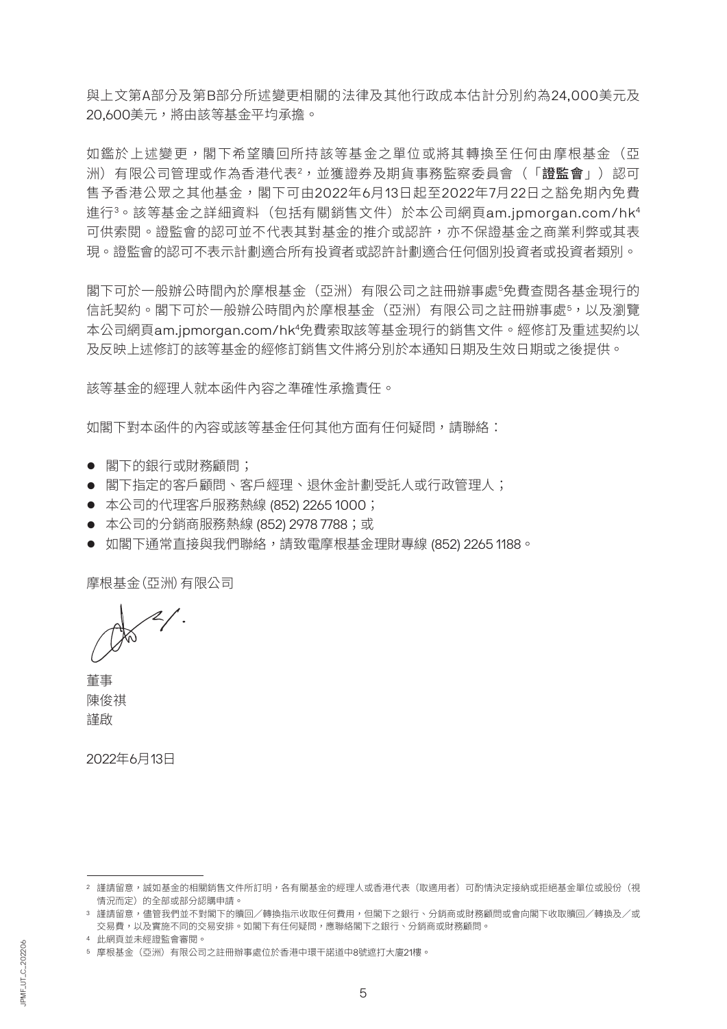與上文第A部分及第B部分所述變更相關的法律及其他行政成本估計分別約為24,000美元及20,600美元，將由該等基金平均承擔。

如鑑於上述變更，閣下希望贖回所持該等基金之單位或將其轉換至任何由摩根基金（亞洲）有限公司管理或作為香港代表[2]，並獲證券及期貨事務監察委員會（「**證監會**」）認可售予香港公眾之其他基金，閣下可由2022年6月13日起至2022年7月22日之豁免期內免費進行[3]。該等基金之詳細資料（包括有關銷售文件）於本公司網頁am.jpmorgan.com/hk[4]可供索閱。證監會的認可並不代表其對基金的推介或認許，亦不保證基金之商業利弊或其表現。證監會的認可不表示計劃適合所有投資者或認許計劃適合任何個別投資者或投資者類別。

閣下可於一般辦公時間內於摩根基金（亞洲）有限公司之註冊辦事處[5]免費查閱各基金現行的信託契約。閣下可於一般辦公時間內於摩根基金（亞洲）有限公司之註冊辦事處[5]，以及瀏覽本公司網頁am.jpmorgan.com/hk[4]免費索取該等基金現行的銷售文件。經修訂及重述契約以及反映上述修訂的該等基金的經修訂銷售文件將分別於本通知日期及生效日期或之後提供。

該等基金的經理人就本函件內容之準確性承擔責任。

如閣下對本函件的內容或該等基金任何其他方面有任何疑問，請聯絡：

- 閣下的銀行或財務顧問；
- 閣下指定的客戶顧問、客戶經理、退休金計劃受託人或行政管理人；
- 本公司的代理客戶服務熱線 (852) 2265 1000；
- 本公司的分銷商服務熱線 (852) 2978 7788；或
- 如閣下通常直接與我們聯絡，請致電摩根基金理財專線 (852) 2265 1188。

摩根基金(亞洲)有限公司

董事
陳俊祺
謹啟

2022年6月13日

---

[2] 謹請留意，誠如基金的相關銷售文件所訂明，各有關基金的經理人或香港代表（取適用者）可酌情決定接納或拒絕基金單位或股份（視情況而定）的全部或部分認購申請。

[3] 謹請留意，儘管我們並不對閣下的贖回／轉換指示收取任何費用，但閣下之銀行、分銷商或財務顧問或會向閣下收取贖回／轉換及／或交易費，以及實施不同的交易安排。如閣下有任何疑問，應聯絡閣下之銀行、分銷商或財務顧問。

[4] 此網頁並未經證監會審閱。

[5] 摩根基金（亞洲）有限公司之註冊辦事處位於香港中環干諾道中8號遮打大廈21樓。

JPMF_UT_C_202206